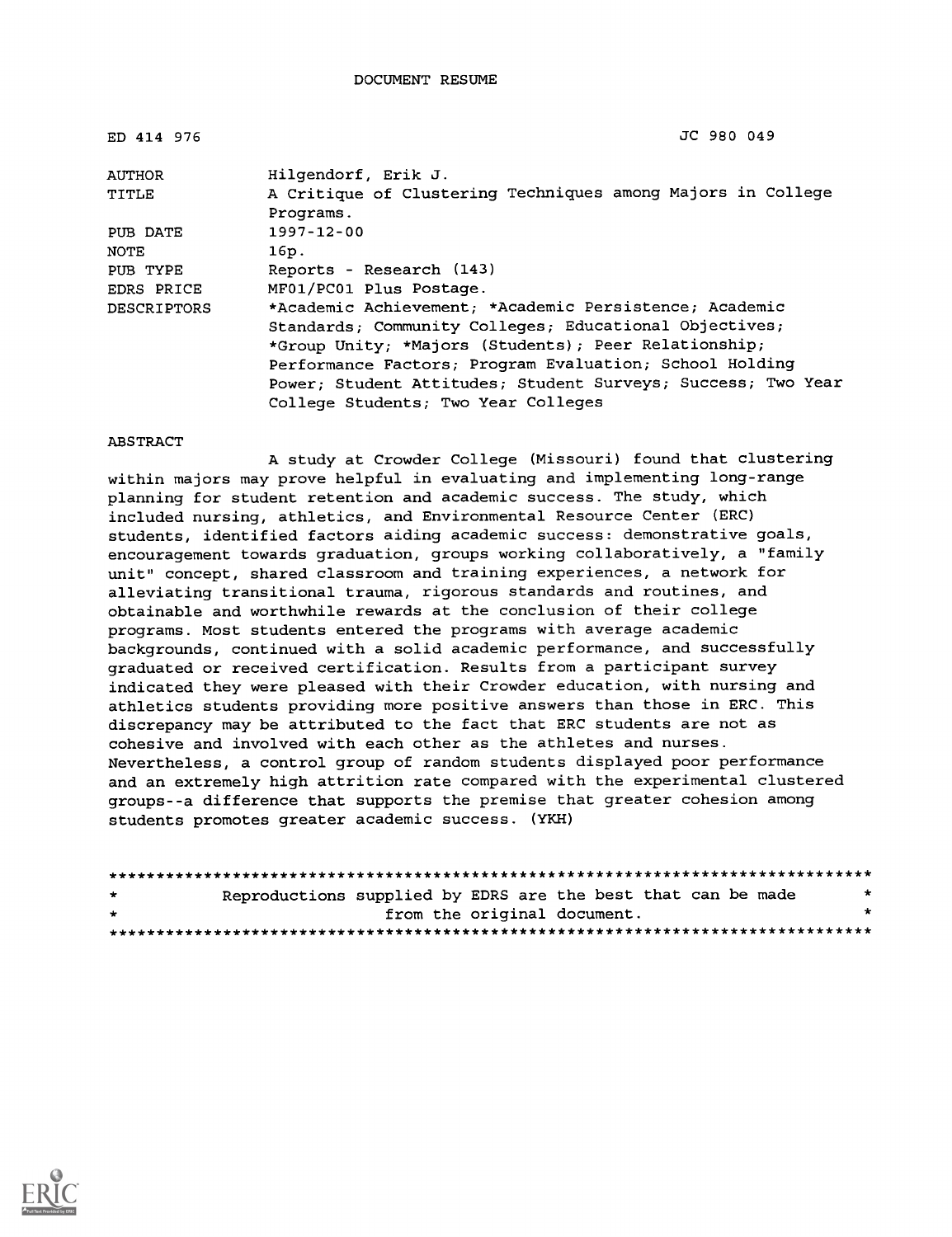DOCUMENT RESUME

ED 414 976 JC 980 049

| | |
|---|---|
| AUTHOR | Hilgendorf, Erik J. |
| TITLE | A Critique of Clustering Techniques among Majors in College Programs. |
| PUB DATE | 1997-12-00 |
| NOTE | 16p. |
| PUB TYPE | Reports - Research (143) |
| EDRS PRICE | MF01/PC01 Plus Postage. |
| DESCRIPTORS | *Academic Achievement; *Academic Persistence; Academic Standards; Community Colleges; Educational Objectives; *Group Unity; *Majors (Students); Peer Relationship; Performance Factors; Program Evaluation; School Holding Power; Student Attitudes; Student Surveys; Success; Two Year College Students; Two Year Colleges |

ABSTRACT

A study at Crowder College (Missouri) found that clustering within majors may prove helpful in evaluating and implementing long-range planning for student retention and academic success. The study, which included nursing, athletics, and Environmental Resource Center (ERC) students, identified factors aiding academic success: demonstrative goals, encouragement towards graduation, groups working collaboratively, a "family unit" concept, shared classroom and training experiences, a network for alleviating transitional trauma, rigorous standards and routines, and obtainable and worthwhile rewards at the conclusion of their college programs. Most students entered the programs with average academic backgrounds, continued with a solid academic performance, and successfully graduated or received certification. Results from a participant survey indicated they were pleased with their Crowder education, with nursing and athletics students providing more positive answers than those in ERC. This discrepancy may be attributed to the fact that ERC students are not as cohesive and involved with each other as the athletes and nurses. Nevertheless, a control group of random students displayed poor performance and an extremely high attrition rate compared with the experimental clustered groups--a difference that supports the premise that greater cohesion among students promotes greater academic success. (YKH)

********************************************************************************
* Reproductions supplied by EDRS are the best that can be made *
* from the original document. *
********************************************************************************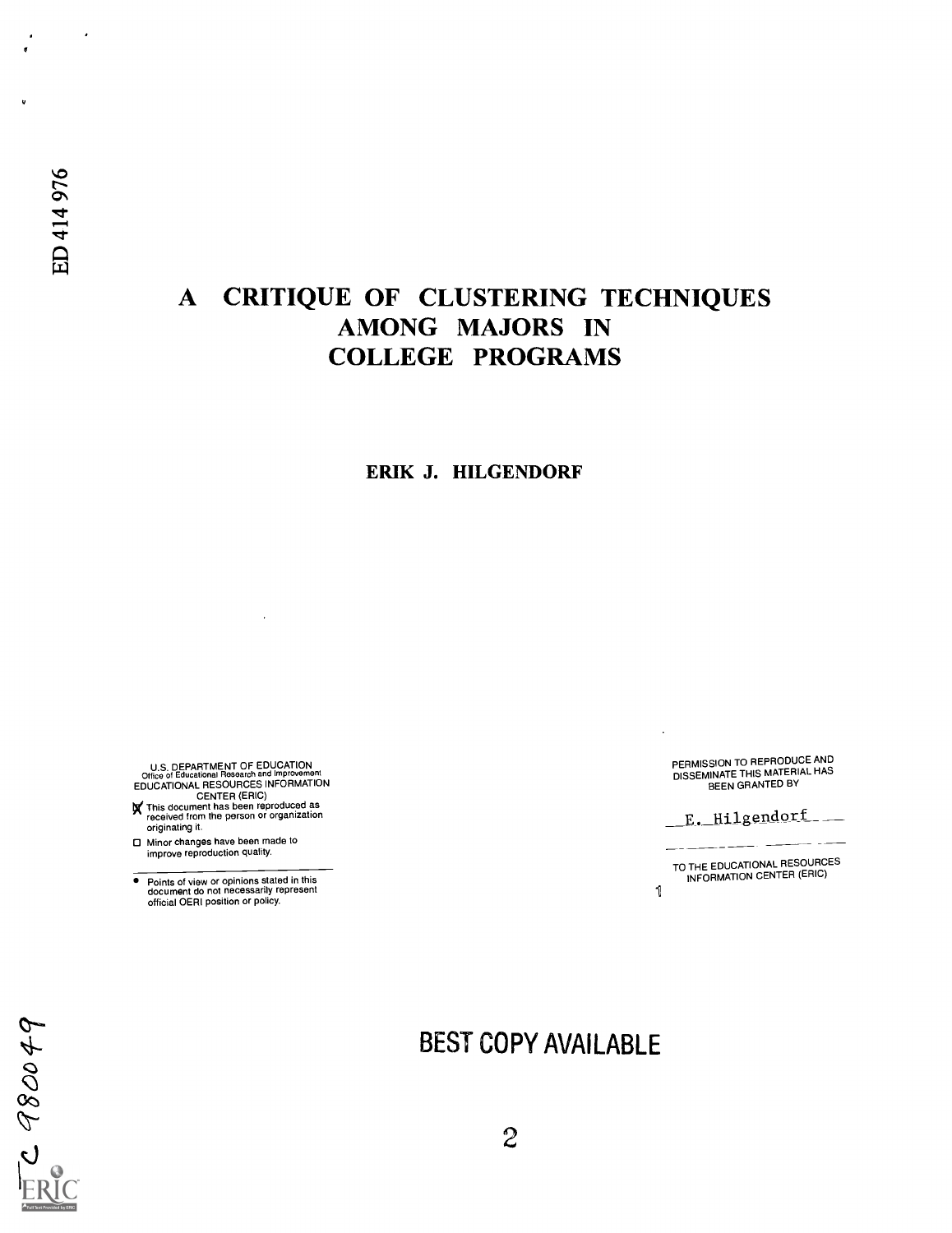ED 414 976

# A CRITIQUE OF CLUSTERING TECHNIQUES AMONG MAJORS IN COLLEGE PROGRAMS

**ERIK J. HILGENDORF**

U.S. DEPARTMENT OF EDUCATION
Office of Educational Research and Improvement
EDUCATIONAL RESOURCES INFORMATION CENTER (ERIC)

- [x] This document has been reproduced as received from the person or organization originating it.
- [ ] Minor changes have been made to improve reproduction quality.

- Points of view or opinions stated in this document do not necessarily represent official OERI position or policy.

PERMISSION TO REPRODUCE AND DISSEMINATE THIS MATERIAL HAS BEEN GRANTED BY

E. Hilgendorf

TO THE EDUCATIONAL RESOURCES INFORMATION CENTER (ERIC)

BEST COPY AVAILABLE

JC 980049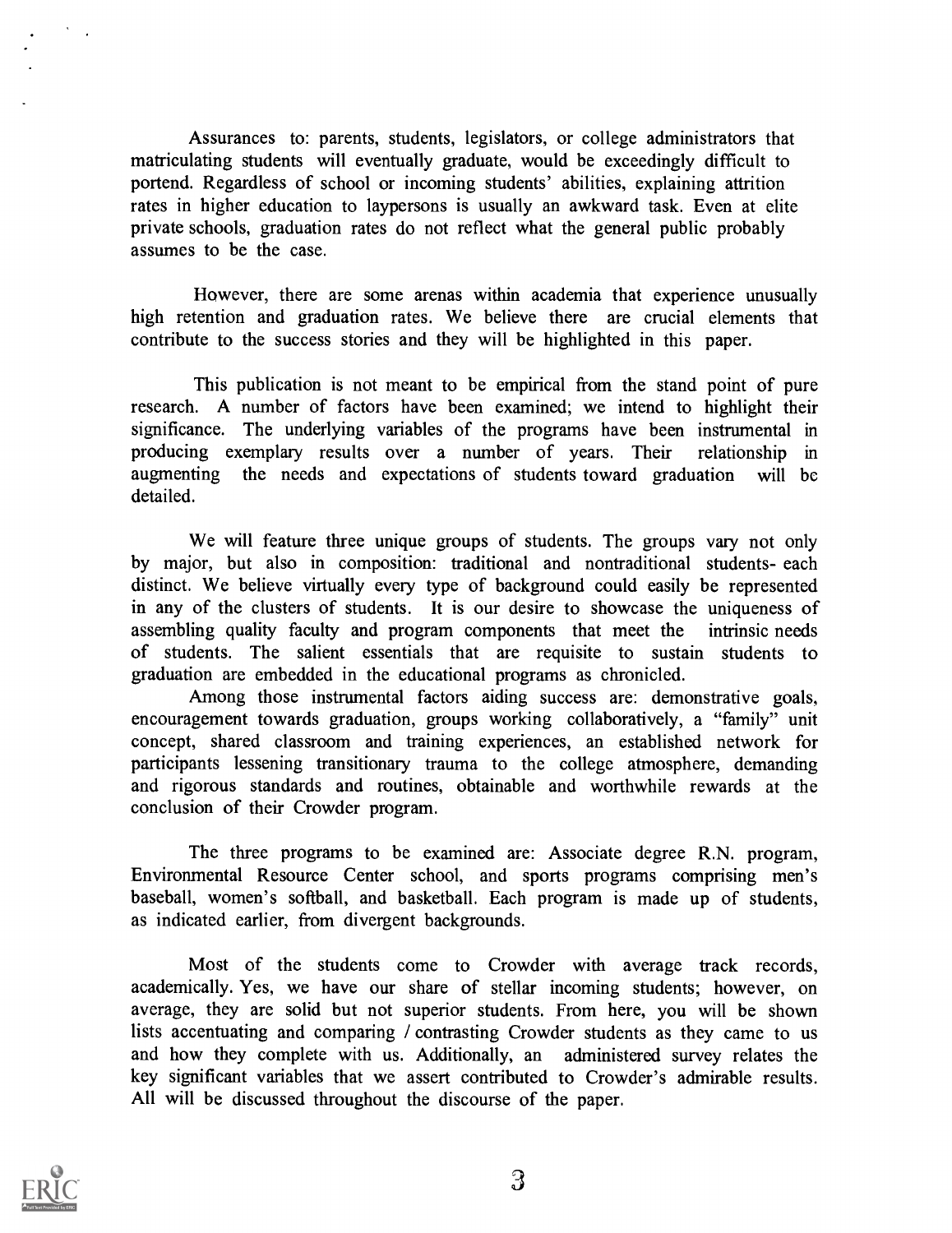Assurances to: parents, students, legislators, or college administrators that matriculating students will eventually graduate, would be exceedingly difficult to portend. Regardless of school or incoming students' abilities, explaining attrition rates in higher education to laypersons is usually an awkward task. Even at elite private schools, graduation rates do not reflect what the general public probably assumes to be the case.

However, there are some arenas within academia that experience unusually high retention and graduation rates. We believe there are crucial elements that contribute to the success stories and they will be highlighted in this paper.

This publication is not meant to be empirical from the stand point of pure research. A number of factors have been examined; we intend to highlight their significance. The underlying variables of the programs have been instrumental in producing exemplary results over a number of years. Their relationship in augmenting the needs and expectations of students toward graduation will be detailed.

We will feature three unique groups of students. The groups vary not only by major, but also in composition: traditional and nontraditional students- each distinct. We believe virtually every type of background could easily be represented in any of the clusters of students. It is our desire to showcase the uniqueness of assembling quality faculty and program components that meet the intrinsic needs of students. The salient essentials that are requisite to sustain students to graduation are embedded in the educational programs as chronicled.

Among those instrumental factors aiding success are: demonstrative goals, encouragement towards graduation, groups working collaboratively, a "family" unit concept, shared classroom and training experiences, an established network for participants lessening transitionary trauma to the college atmosphere, demanding and rigorous standards and routines, obtainable and worthwhile rewards at the conclusion of their Crowder program.

The three programs to be examined are: Associate degree R.N. program, Environmental Resource Center school, and sports programs comprising men's baseball, women's softball, and basketball. Each program is made up of students, as indicated earlier, from divergent backgrounds.

Most of the students come to Crowder with average track records, academically. Yes, we have our share of stellar incoming students; however, on average, they are solid but not superior students. From here, you will be shown lists accentuating and comparing / contrasting Crowder students as they came to us and how they complete with us. Additionally, an administered survey relates the key significant variables that we assert contributed to Crowder's admirable results. All will be discussed throughout the discourse of the paper.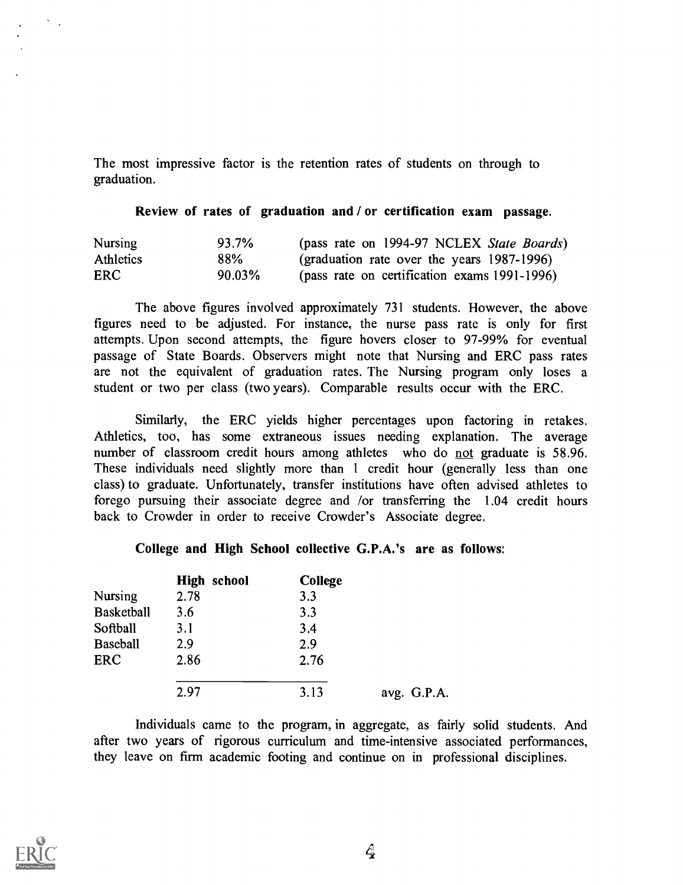The most impressive factor is the retention rates of students on through to graduation.

**Review of rates of graduation and / or certification exam passage.**

| | | |
|---|---|---|
| Nursing | 93.7% | (pass rate on 1994-97 NCLEX *State Boards*) |
| Athletics | 88% | (graduation rate over the years 1987-1996) |
| ERC | 90.03% | (pass rate on certification exams 1991-1996) |

The above figures involved approximately 731 students. However, the above figures need to be adjusted. For instance, the nurse pass rate is only for first attempts. Upon second attempts, the figure hovers closer to 97-99% for eventual passage of State Boards. Observers might note that Nursing and ERC pass rates are not the equivalent of graduation rates. The Nursing program only loses a student or two per class (two years). Comparable results occur with the ERC.

Similarly, the ERC yields higher percentages upon factoring in retakes. Athletics, too, has some extraneous issues needing explanation. The average number of classroom credit hours among athletes who do <u>not</u> graduate is 58.96. These individuals need slightly more than 1 credit hour (generally less than one class) to graduate. Unfortunately, transfer institutions have often advised athletes to forego pursuing their associate degree and /or transferring the 1.04 credit hours back to Crowder in order to receive Crowder's Associate degree.

**College and High School collective G.P.A.'s are as follows:**

| | **High school** | **College** | |
|---|---|---|---|
| Nursing | 2.78 | 3.3 | |
| Basketball | 3.6 | 3.3 | |
| Softball | 3.1 | 3.4 | |
| Baseball | 2.9 | 2.9 | |
| ERC | 2.86 | 2.76 | |
| | 2.97 | 3.13 | avg. G.P.A. |

Individuals came to the program, in aggregate, as fairly solid students. And after two years of rigorous curriculum and time-intensive associated performances, they leave on firm academic footing and continue on in professional disciplines.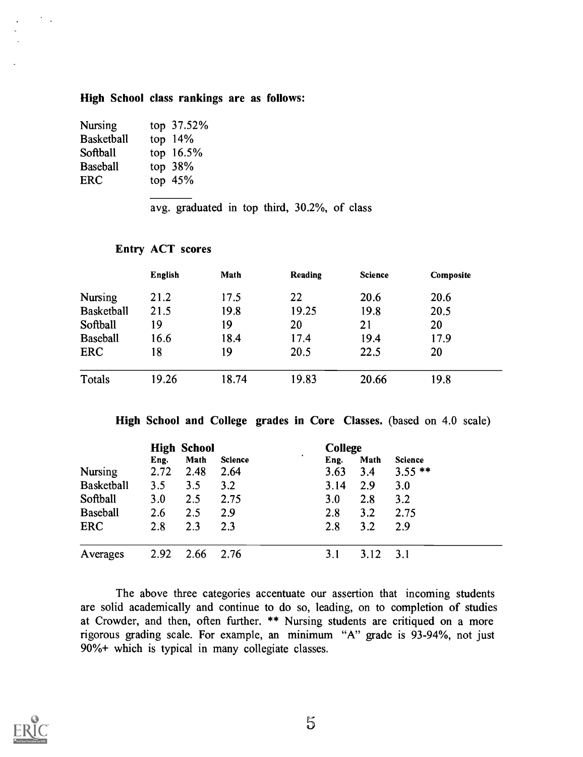**High School class rankings are as follows:**

| | |
|---|---|
| Nursing | top 37.52% |
| Basketball | top 14% |
| Softball | top 16.5% |
| Baseball | top 38% |
| ERC | top 45% |

avg. graduated in top third, 30.2%, of class

**Entry ACT scores**

| | English | Math | Reading | Science | Composite |
|---|---|---|---|---|---|
| Nursing | 21.2 | 17.5 | 22 | 20.6 | 20.6 |
| Basketball | 21.5 | 19.8 | 19.25 | 19.8 | 20.5 |
| Softball | 19 | 19 | 20 | 21 | 20 |
| Baseball | 16.6 | 18.4 | 17.4 | 19.4 | 17.9 |
| ERC | 18 | 19 | 20.5 | 22.5 | 20 |
| Totals | 19.26 | 18.74 | 19.83 | 20.66 | 19.8 |

**High School and College grades in Core Classes.** (based on 4.0 scale)

| | High School | | | College | | |
|---|---|---|---|---|---|---|
| | Eng. | Math | Science | Eng. | Math | Science |
| Nursing | 2.72 | 2.48 | 2.64 | 3.63 | 3.4 | 3.55 ** |
| Basketball | 3.5 | 3.5 | 3.2 | 3.14 | 2.9 | 3.0 |
| Softball | 3.0 | 2.5 | 2.75 | 3.0 | 2.8 | 3.2 |
| Baseball | 2.6 | 2.5 | 2.9 | 2.8 | 3.2 | 2.75 |
| ERC | 2.8 | 2.3 | 2.3 | 2.8 | 3.2 | 2.9 |
| Averages | 2.92 | 2.66 | 2.76 | 3.1 | 3.12 | 3.1 |

The above three categories accentuate our assertion that incoming students are solid academically and continue to do so, leading, on to completion of studies at Crowder, and then, often further. ** Nursing students are critiqued on a more rigorous grading scale. For example, an minimum "A" grade is 93-94%, not just 90%+ which is typical in many collegiate classes.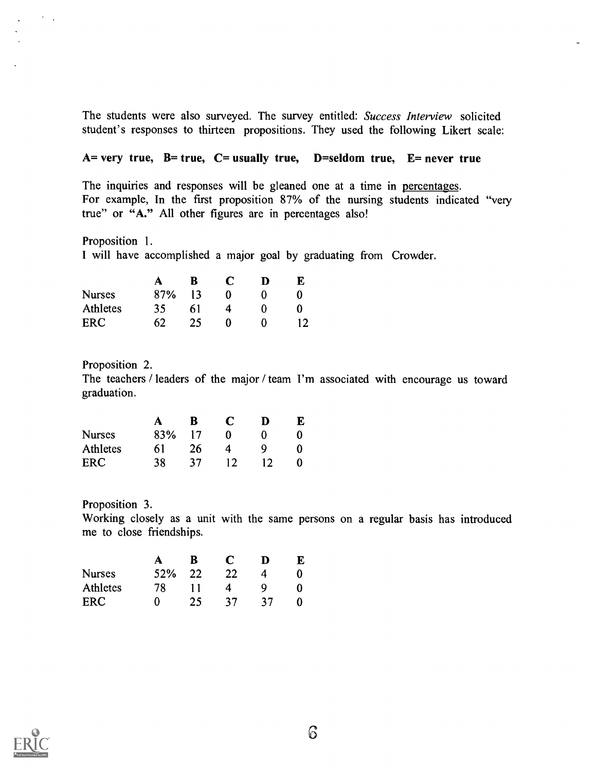The students were also surveyed. The survey entitled: *Success Interview* solicited student's responses to thirteen propositions. They used the following Likert scale:

**A= very true, B= true, C= usually true, D=seldom true, E= never true**

The inquiries and responses will be gleaned one at a time in percentages.
For example, In the first proposition 87% of the nursing students indicated "very true" or "**A.**" All other figures are in percentages also!

Proposition 1.
I will have accomplished a major goal by graduating from Crowder.

| | A | B | C | D | E |
|---|---|---|---|---|---|
| Nurses | 87% | 13 | 0 | 0 | 0 |
| Athletes | 35 | 61 | 4 | 0 | 0 |
| ERC | 62 | 25 | 0 | 0 | 12 |

Proposition 2.
The teachers / leaders of the major / team I'm associated with encourage us toward graduation.

| | A | B | C | D | E |
|---|---|---|---|---|---|
| Nurses | 83% | 17 | 0 | 0 | 0 |
| Athletes | 61 | 26 | 4 | 9 | 0 |
| ERC | 38 | 37 | 12 | 12 | 0 |

Proposition 3.
Working closely as a unit with the same persons on a regular basis has introduced me to close friendships.

| | A | B | C | D | E |
|---|---|---|---|---|---|
| Nurses | 52% | 22 | 22 | 4 | 0 |
| Athletes | 78 | 11 | 4 | 9 | 0 |
| ERC | 0 | 25 | 37 | 37 | 0 |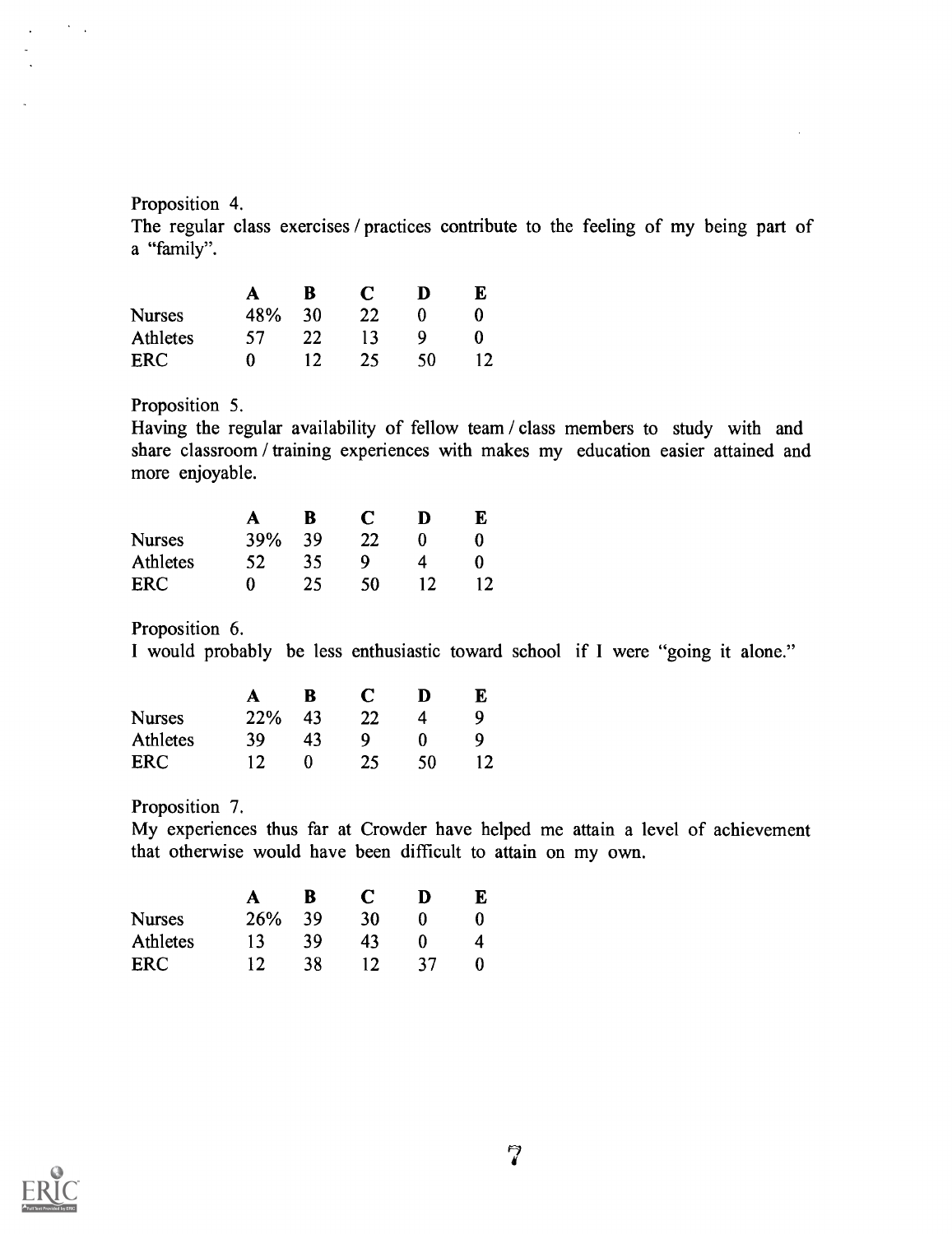Proposition 4.
The regular class exercises / practices contribute to the feeling of my being part of a "family".

| | A | B | C | D | E |
|---|---|---|---|---|---|
| Nurses | 48% | 30 | 22 | 0 | 0 |
| Athletes | 57 | 22 | 13 | 9 | 0 |
| ERC | 0 | 12 | 25 | 50 | 12 |

Proposition 5.
Having the regular availability of fellow team / class members to study with and share classroom / training experiences with makes my education easier attained and more enjoyable.

| | A | B | C | D | E |
|---|---|---|---|---|---|
| Nurses | 39% | 39 | 22 | 0 | 0 |
| Athletes | 52 | 35 | 9 | 4 | 0 |
| ERC | 0 | 25 | 50 | 12 | 12 |

Proposition 6.
I would probably be less enthusiastic toward school if I were "going it alone."

| | A | B | C | D | E |
|---|---|---|---|---|---|
| Nurses | 22% | 43 | 22 | 4 | 9 |
| Athletes | 39 | 43 | 9 | 0 | 9 |
| ERC | 12 | 0 | 25 | 50 | 12 |

Proposition 7.
My experiences thus far at Crowder have helped me attain a level of achievement that otherwise would have been difficult to attain on my own.

| | A | B | C | D | E |
|---|---|---|---|---|---|
| Nurses | 26% | 39 | 30 | 0 | 0 |
| Athletes | 13 | 39 | 43 | 0 | 4 |
| ERC | 12 | 38 | 12 | 37 | 0 |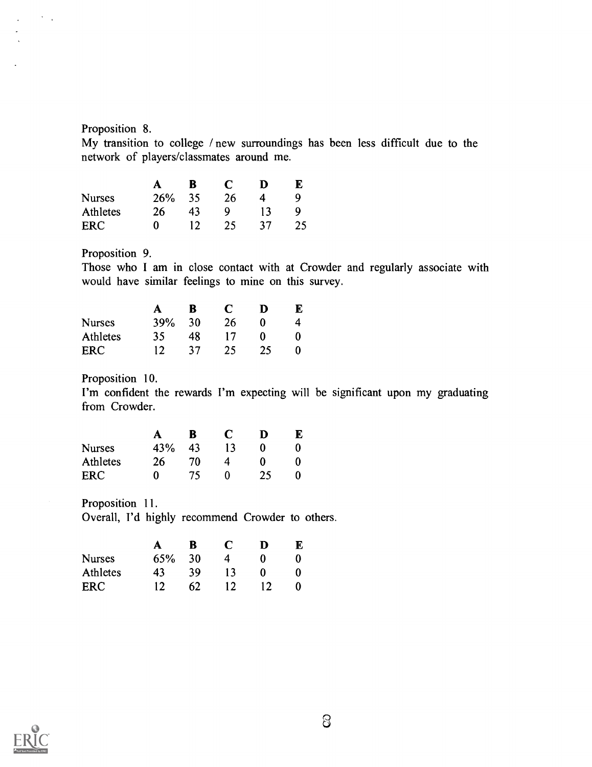Proposition 8.
My transition to college / new surroundings has been less difficult due to the network of players/classmates around me.

| | A | B | C | D | E |
|---|---|---|---|---|---|
| Nurses | 26% | 35 | 26 | 4 | 9 |
| Athletes | 26 | 43 | 9 | 13 | 9 |
| ERC | 0 | 12 | 25 | 37 | 25 |

Proposition 9.
Those who I am in close contact with at Crowder and regularly associate with would have similar feelings to mine on this survey.

| | A | B | C | D | E |
|---|---|---|---|---|---|
| Nurses | 39% | 30 | 26 | 0 | 4 |
| Athletes | 35 | 48 | 17 | 0 | 0 |
| ERC | 12 | 37 | 25 | 25 | 0 |

Proposition 10.
I'm confident the rewards I'm expecting will be significant upon my graduating from Crowder.

| | A | B | C | D | E |
|---|---|---|---|---|---|
| Nurses | 43% | 43 | 13 | 0 | 0 |
| Athletes | 26 | 70 | 4 | 0 | 0 |
| ERC | 0 | 75 | 0 | 25 | 0 |

Proposition 11.
Overall, I'd highly recommend Crowder to others.

| | A | B | C | D | E |
|---|---|---|---|---|---|
| Nurses | 65% | 30 | 4 | 0 | 0 |
| Athletes | 43 | 39 | 13 | 0 | 0 |
| ERC | 12 | 62 | 12 | 12 | 0 |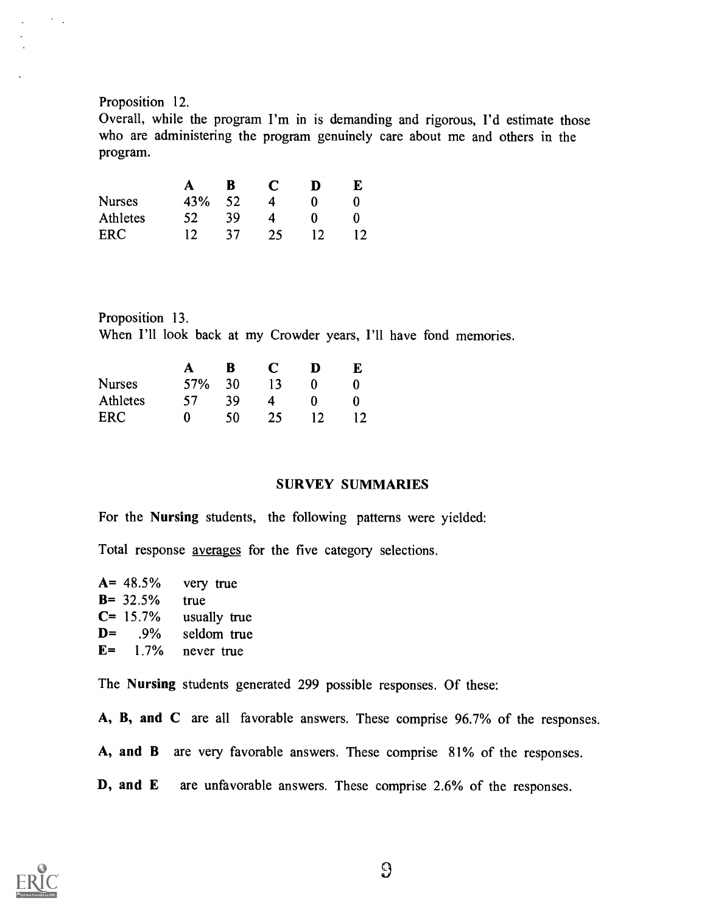Proposition 12.
Overall, while the program I'm in is demanding and rigorous, I'd estimate those who are administering the program genuinely care about me and others in the program.

| | A | B | C | D | E |
|---|---|---|---|---|---|
| Nurses | 43% | 52 | 4 | 0 | 0 |
| Athletes | 52 | 39 | 4 | 0 | 0 |
| ERC | 12 | 37 | 25 | 12 | 12 |

Proposition 13.
When I'll look back at my Crowder years, I'll have fond memories.

| | A | B | C | D | E |
|---|---|---|---|---|---|
| Nurses | 57% | 30 | 13 | 0 | 0 |
| Athletes | 57 | 39 | 4 | 0 | 0 |
| ERC | 0 | 50 | 25 | 12 | 12 |

## SURVEY SUMMARIES

For the **Nursing** students, the following patterns were yielded:

Total response averages for the five category selections.

**A**= 48.5% very true
**B**= 32.5% true
**C**= 15.7% usually true
**D**= .9% seldom true
**E**= 1.7% never true

The **Nursing** students generated 299 possible responses. Of these:

**A, B, and C** are all favorable answers. These comprise 96.7% of the responses.

**A, and B** are very favorable answers. These comprise 81% of the responses.

**D, and E** are unfavorable answers. These comprise 2.6% of the responses.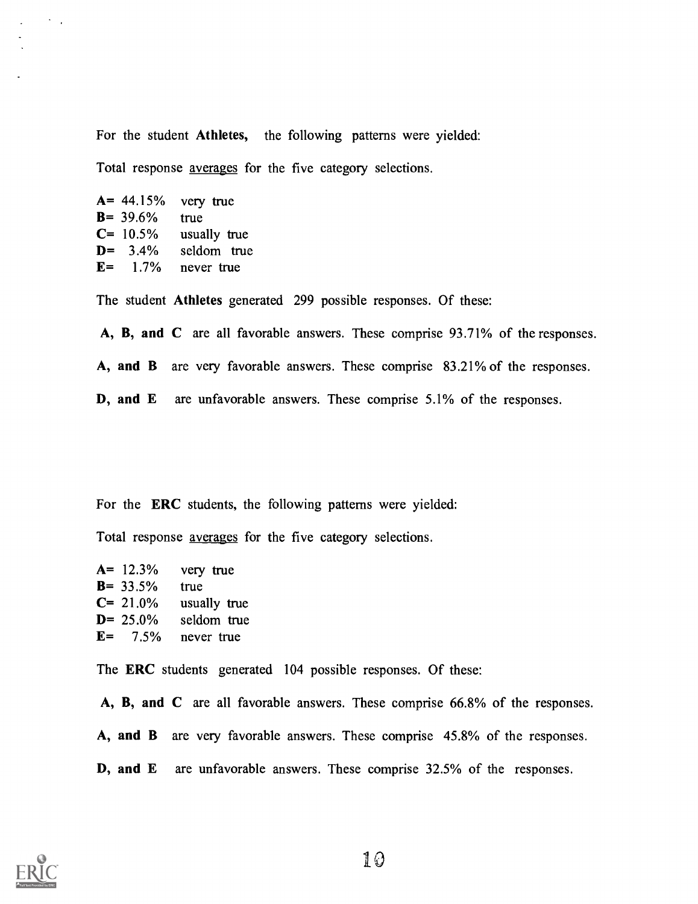For the student **Athletes,** the following patterns were yielded:

Total response <u>averages</u> for the five category selections.

**A**= 44.15% very true
**B**= 39.6% true
**C**= 10.5% usually true
**D**= 3.4% seldom true
**E**= 1.7% never true

The student **Athletes** generated 299 possible responses. Of these:

**A, B, and C** are all favorable answers. These comprise 93.71% of the responses.

**A, and B** are very favorable answers. These comprise 83.21% of the responses.

**D, and E** are unfavorable answers. These comprise 5.1% of the responses.

For the **ERC** students, the following patterns were yielded:

Total response <u>averages</u> for the five category selections.

**A**= 12.3% very true
**B**= 33.5% true
**C**= 21.0% usually true
**D**= 25.0% seldom true
**E**= 7.5% never true

The **ERC** students generated 104 possible responses. Of these:

**A, B, and C** are all favorable answers. These comprise 66.8% of the responses.

**A, and B** are very favorable answers. These comprise 45.8% of the responses.

**D, and E** are unfavorable answers. These comprise 32.5% of the responses.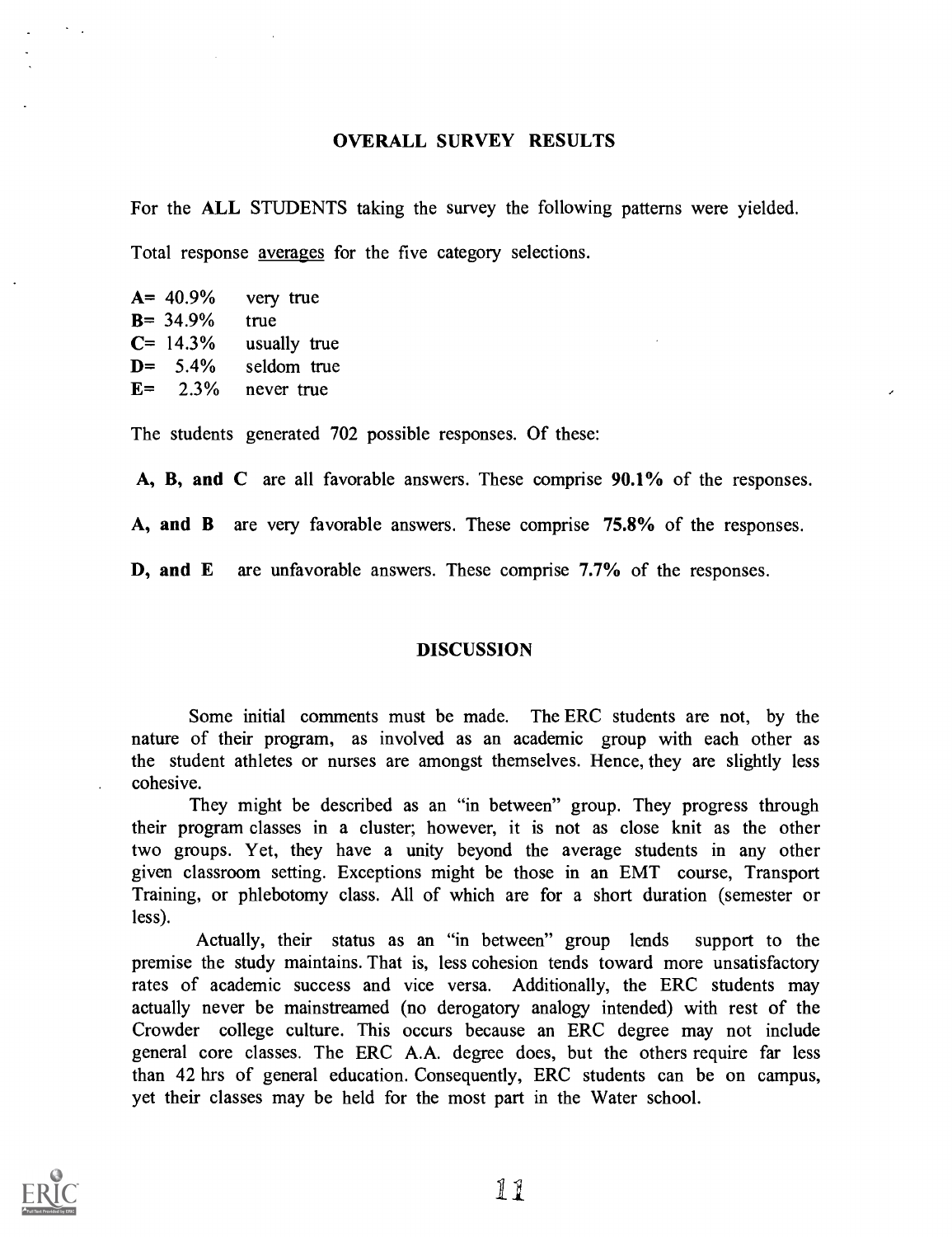## OVERALL SURVEY RESULTS

For the **ALL** STUDENTS taking the survey the following patterns were yielded.

Total response averages for the five category selections.

**A**= 40.9% very true
**B**= 34.9% true
**C**= 14.3% usually true
**D**= 5.4% seldom true
**E**= 2.3% never true

The students generated 702 possible responses. Of these:

**A, B, and C** are all favorable answers. These comprise **90.1%** of the responses.

**A, and B** are very favorable answers. These comprise **75.8%** of the responses.

**D, and E** are unfavorable answers. These comprise **7.7%** of the responses.

## DISCUSSION

Some initial comments must be made. The ERC students are not, by the nature of their program, as involved as an academic group with each other as the student athletes or nurses are amongst themselves. Hence, they are slightly less cohesive.

They might be described as an "in between" group. They progress through their program classes in a cluster; however, it is not as close knit as the other two groups. Yet, they have a unity beyond the average students in any other given classroom setting. Exceptions might be those in an EMT course, Transport Training, or phlebotomy class. All of which are for a short duration (semester or less).

Actually, their status as an "in between" group lends support to the premise the study maintains. That is, less cohesion tends toward more unsatisfactory rates of academic success and vice versa. Additionally, the ERC students may actually never be mainstreamed (no derogatory analogy intended) with rest of the Crowder college culture. This occurs because an ERC degree may not include general core classes. The ERC A.A. degree does, but the others require far less than 42 hrs of general education. Consequently, ERC students can be on campus, yet their classes may be held for the most part in the Water school.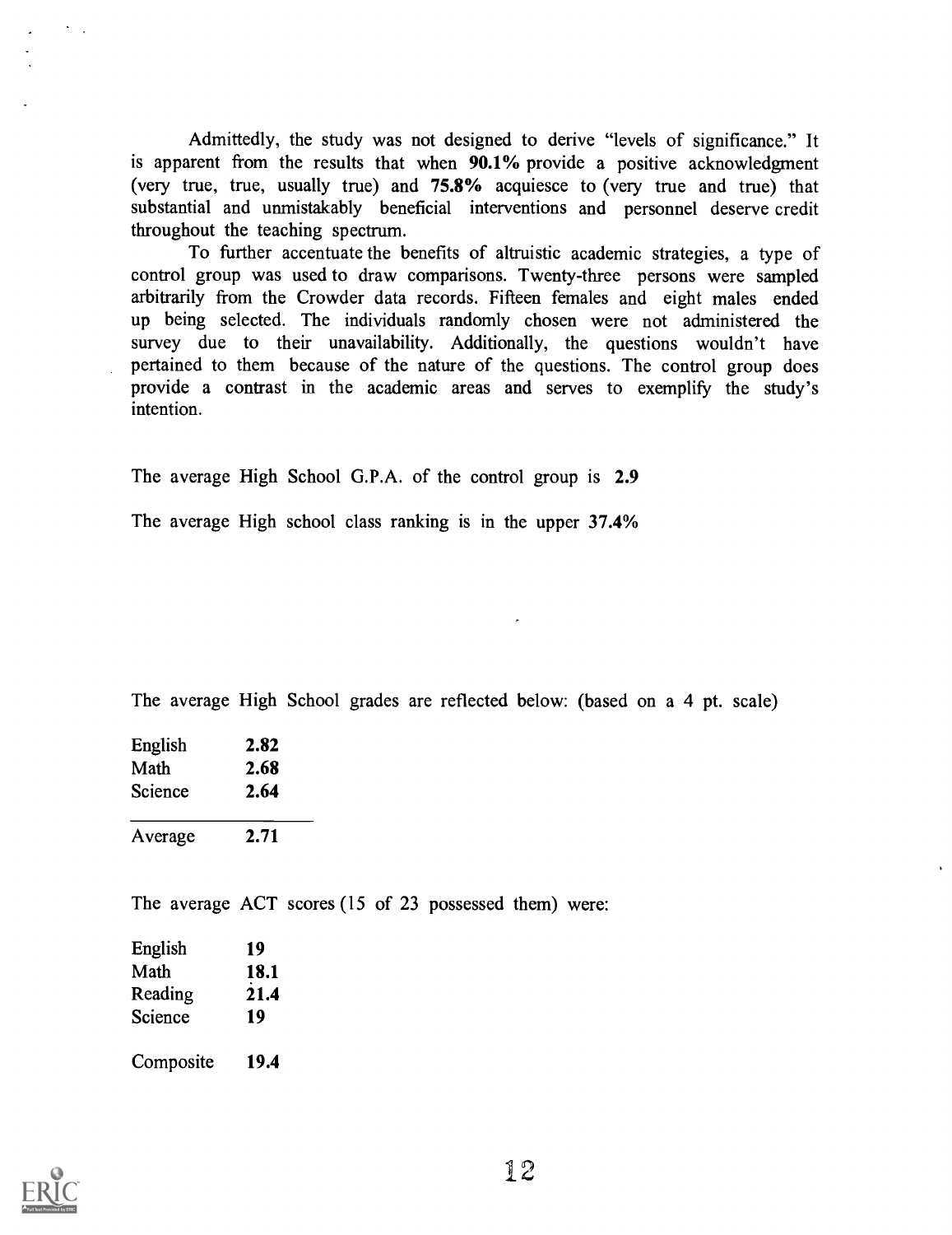Admittedly, the study was not designed to derive "levels of significance." It is apparent from the results that when **90.1%** provide a positive acknowledgment (very true, true, usually true) and **75.8%** acquiesce to (very true and true) that substantial and unmistakably beneficial interventions and personnel deserve credit throughout the teaching spectrum.

To further accentuate the benefits of altruistic academic strategies, a type of control group was used to draw comparisons. Twenty-three persons were sampled arbitrarily from the Crowder data records. Fifteen females and eight males ended up being selected. The individuals randomly chosen were not administered the survey due to their unavailability. Additionally, the questions wouldn't have pertained to them because of the nature of the questions. The control group does provide a contrast in the academic areas and serves to exemplify the study's intention.

The average High School G.P.A. of the control group is **2.9**

The average High school class ranking is in the upper **37.4%**

The average High School grades are reflected below: (based on a 4 pt. scale)

| | |
|---|---|
| English | **2.82** |
| Math | **2.68** |
| Science | **2.64** |
| Average | **2.71** |

The average ACT scores (15 of 23 possessed them) were:

| | |
|---|---|
| English | **19** |
| Math | **18.1** |
| Reading | **21.4** |
| Science | **19** |
| Composite | **19.4** |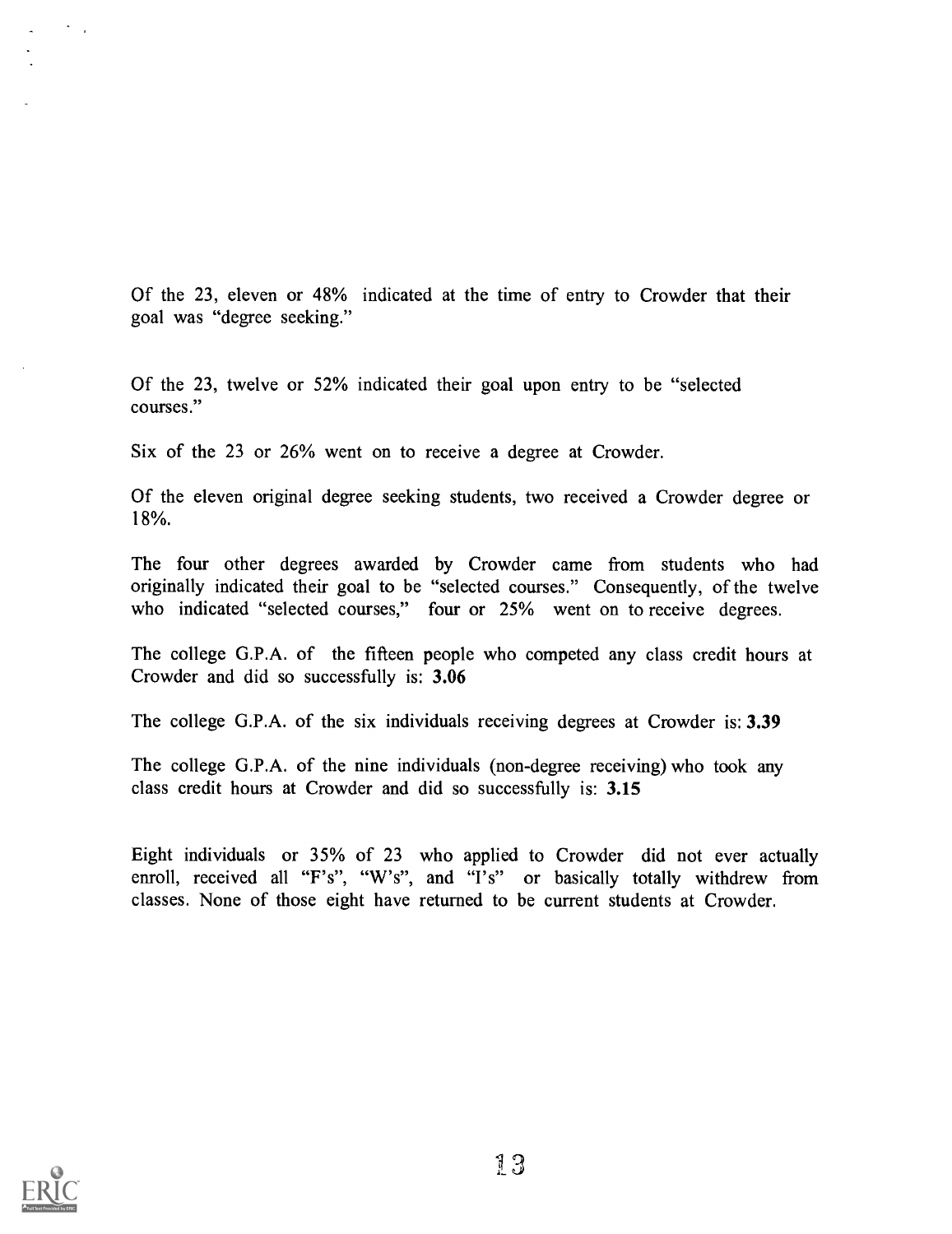Of the 23, eleven or 48% indicated at the time of entry to Crowder that their goal was "degree seeking."

Of the 23, twelve or 52% indicated their goal upon entry to be "selected courses."

Six of the 23 or 26% went on to receive a degree at Crowder.

Of the eleven original degree seeking students, two received a Crowder degree or 18%.

The four other degrees awarded by Crowder came from students who had originally indicated their goal to be "selected courses." Consequently, of the twelve who indicated "selected courses," four or 25% went on to receive degrees.

The college G.P.A. of the fifteen people who competed any class credit hours at Crowder and did so successfully is: **3.06**

The college G.P.A. of the six individuals receiving degrees at Crowder is: **3.39**

The college G.P.A. of the nine individuals (non-degree receiving) who took any class credit hours at Crowder and did so successfully is: **3.15**

Eight individuals or 35% of 23 who applied to Crowder did not ever actually enroll, received all "F's", "W's", and "I's" or basically totally withdrew from classes. None of those eight have returned to be current students at Crowder.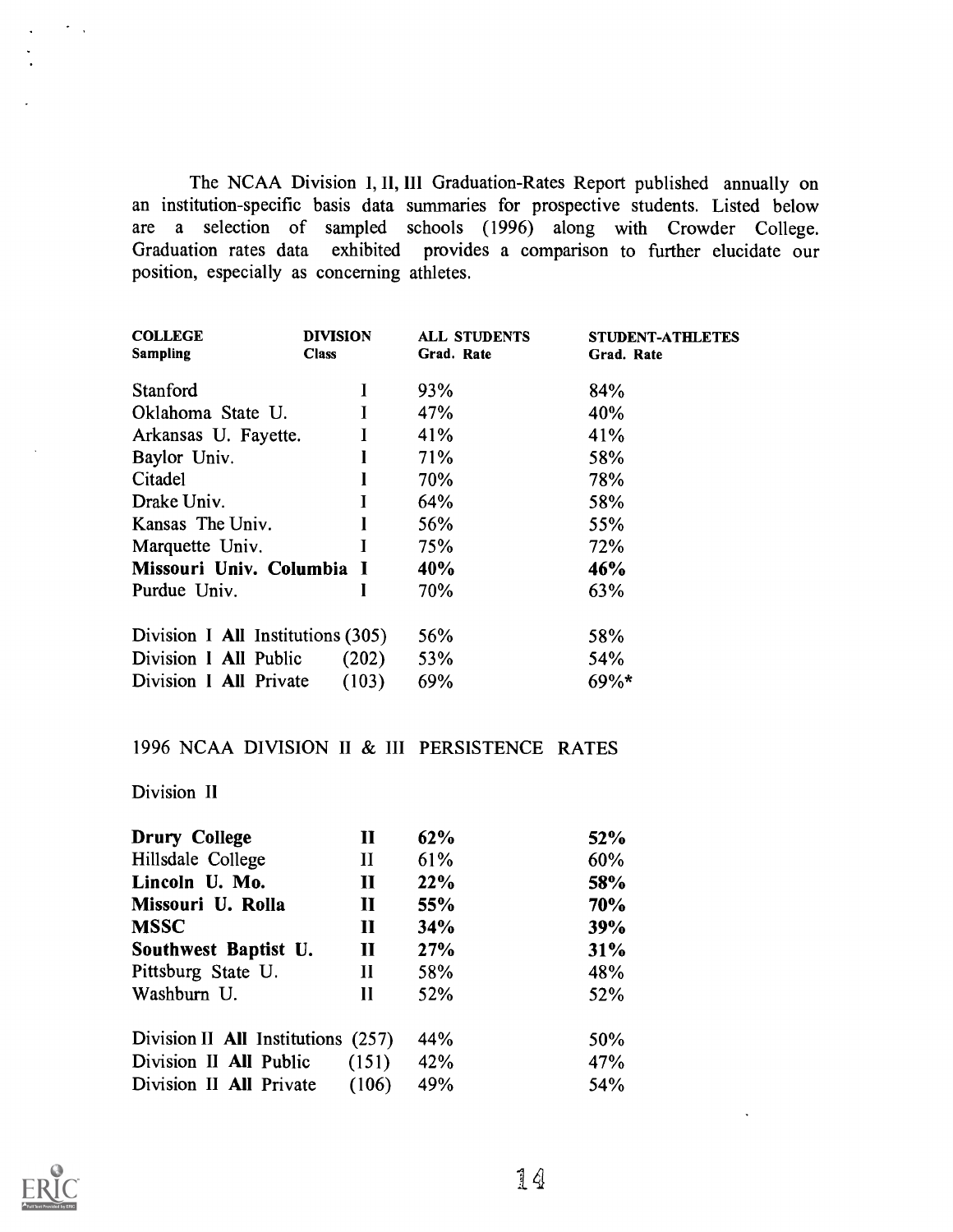The NCAA Division I, II, III Graduation-Rates Report published annually on an institution-specific basis data summaries for prospective students. Listed below are a selection of sampled schools (1996) along with Crowder College. Graduation rates data exhibited provides a comparison to further elucidate our position, especially as concerning athletes.

| **COLLEGE Sampling** | **DIVISION Class** | **ALL STUDENTS Grad. Rate** | **STUDENT-ATHLETES Grad. Rate** |
|---|---|---|---|
| Stanford | I | 93% | 84% |
| Oklahoma State U. | I | 47% | 40% |
| Arkansas U. Fayette. | I | 41% | 41% |
| Baylor Univ. | I | 71% | 58% |
| Citadel | I | 70% | 78% |
| Drake Univ. | I | 64% | 58% |
| Kansas The Univ. | I | 56% | 55% |
| Marquette Univ. | I | 75% | 72% |
| **Missouri Univ. Columbia** | **I** | **40%** | **46%** |
| Purdue Univ. | I | 70% | 63% |
| Division I **All** Institutions | (305) | 56% | 58% |
| Division I **All** Public | (202) | 53% | 54% |
| Division I **All** Private | (103) | 69% | 69%* |

1996 NCAA DIVISION II & III PERSISTENCE RATES

Division II

| | | | |
|---|---|---|---|
| **Drury College** | **II** | **62%** | **52%** |
| Hillsdale College | II | 61% | 60% |
| **Lincoln U. Mo.** | **II** | **22%** | **58%** |
| **Missouri U. Rolla** | **II** | **55%** | **70%** |
| **MSSC** | **II** | **34%** | **39%** |
| **Southwest Baptist U.** | **II** | **27%** | **31%** |
| Pittsburg State U. | II | 58% | 48% |
| Washburn U. | II | 52% | 52% |
| Division II **All** Institutions | (257) | 44% | 50% |
| Division II **All** Public | (151) | 42% | 47% |
| Division II **All** Private | (106) | 49% | 54% |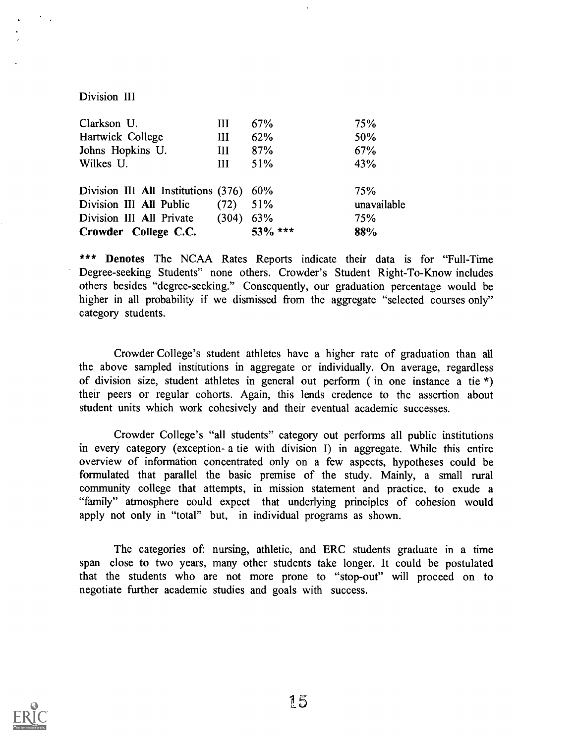Division III

| | | | |
|---|---|---|---|
| Clarkson U. | III | 67% | 75% |
| Hartwick College | III | 62% | 50% |
| Johns Hopkins U. | III | 87% | 67% |
| Wilkes U. | III | 51% | 43% |
| Division III All Institutions | (376) | 60% | 75% |
| Division III All Public | (72) | 51% | unavailable |
| Division III All Private | (304) | 63% | 75% |
| **Crowder College C.C.** | | **53% *****| **88%** |

*** **Denotes** The NCAA Rates Reports indicate their data is for "Full-Time Degree-seeking Students" none others. Crowder's Student Right-To-Know includes others besides "degree-seeking." Consequently, our graduation percentage would be higher in all probability if we dismissed from the aggregate "selected courses only" category students.

Crowder College's student athletes have a higher rate of graduation than all the above sampled institutions in aggregate or individually. On average, regardless of division size, student athletes in general out perform ( in one instance a tie *) their peers or regular cohorts. Again, this lends credence to the assertion about student units which work cohesively and their eventual academic successes.

Crowder College's "all students" category out performs all public institutions in every category (exception- a tie with division I) in aggregate. While this entire overview of information concentrated only on a few aspects, hypotheses could be formulated that parallel the basic premise of the study. Mainly, a small rural community college that attempts, in mission statement and practice, to exude a "family" atmosphere could expect that underlying principles of cohesion would apply not only in "total" but, in individual programs as shown.

The categories of: nursing, athletic, and ERC students graduate in a time span close to two years, many other students take longer. It could be postulated that the students who are not more prone to "stop-out" will proceed on to negotiate further academic studies and goals with success.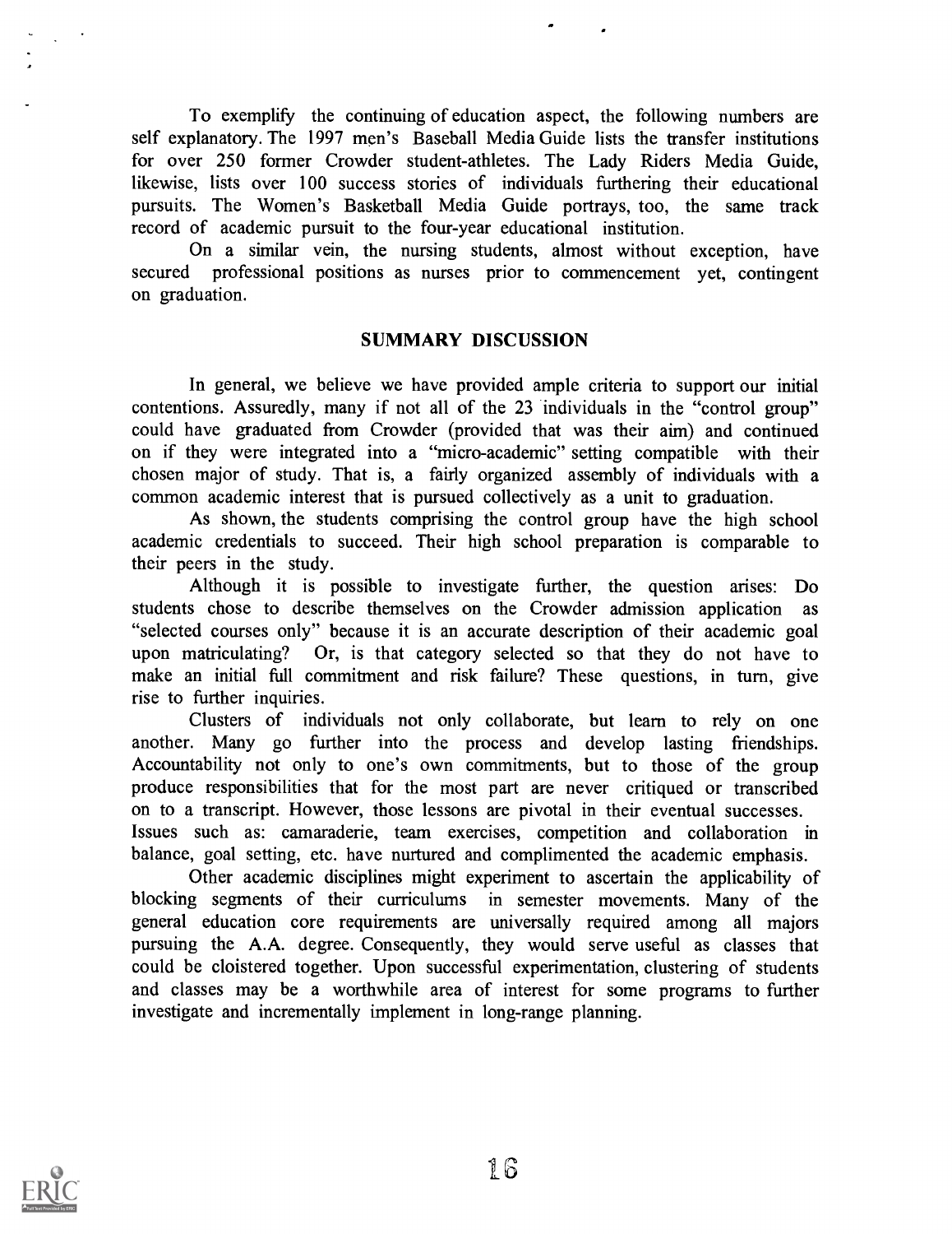To exemplify the continuing of education aspect, the following numbers are self explanatory. The 1997 men's Baseball Media Guide lists the transfer institutions for over 250 former Crowder student-athletes. The Lady Riders Media Guide, likewise, lists over 100 success stories of individuals furthering their educational pursuits. The Women's Basketball Media Guide portrays, too, the same track record of academic pursuit to the four-year educational institution.

On a similar vein, the nursing students, almost without exception, have secured professional positions as nurses prior to commencement yet, contingent on graduation.

## SUMMARY DISCUSSION

In general, we believe we have provided ample criteria to support our initial contentions. Assuredly, many if not all of the 23 individuals in the "control group" could have graduated from Crowder (provided that was their aim) and continued on if they were integrated into a "micro-academic" setting compatible with their chosen major of study. That is, a fairly organized assembly of individuals with a common academic interest that is pursued collectively as a unit to graduation.

As shown, the students comprising the control group have the high school academic credentials to succeed. Their high school preparation is comparable to their peers in the study.

Although it is possible to investigate further, the question arises: Do students chose to describe themselves on the Crowder admission application as "selected courses only" because it is an accurate description of their academic goal upon matriculating? Or, is that category selected so that they do not have to make an initial full commitment and risk failure? These questions, in turn, give rise to further inquiries.

Clusters of individuals not only collaborate, but learn to rely on one another. Many go further into the process and develop lasting friendships. Accountability not only to one's own commitments, but to those of the group produce responsibilities that for the most part are never critiqued or transcribed on to a transcript. However, those lessons are pivotal in their eventual successes. Issues such as: camaraderie, team exercises, competition and collaboration in balance, goal setting, etc. have nurtured and complimented the academic emphasis.

Other academic disciplines might experiment to ascertain the applicability of blocking segments of their curriculums in semester movements. Many of the general education core requirements are universally required among all majors pursuing the A.A. degree. Consequently, they would serve useful as classes that could be cloistered together. Upon successful experimentation, clustering of students and classes may be a worthwhile area of interest for some programs to further investigate and incrementally implement in long-range planning.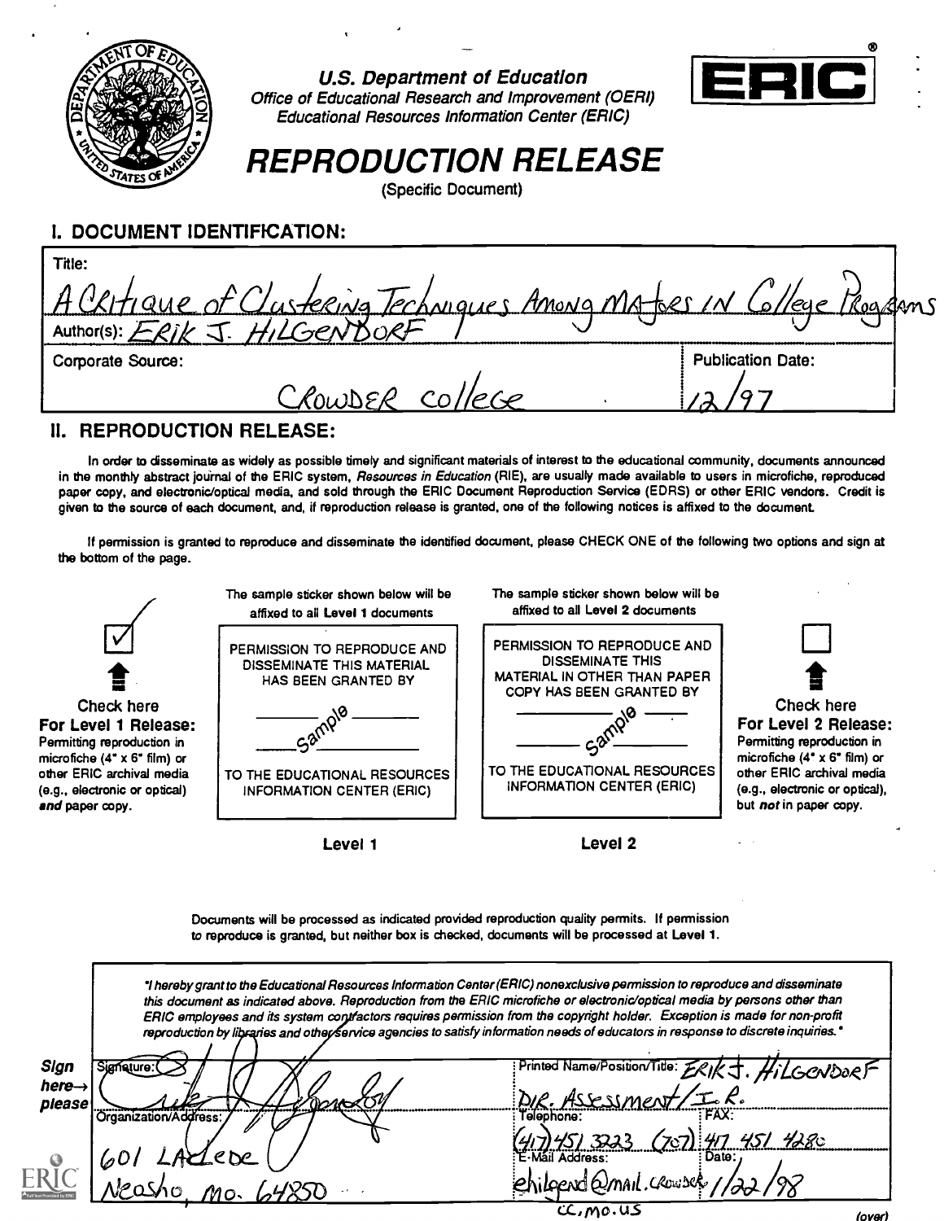U.S. Department of Education
Office of Educational Research and Improvement (OERI)
Educational Resources Information Center (ERIC)

ERIC®

# REPRODUCTION RELEASE

(Specific Document)

## I. DOCUMENT IDENTIFICATION:

Title: A Critique of Clustering Techniques Among Majors in College Programs

Author(s): Erik J. Hilgendorf

Corporate Source: Crowder College

Publication Date: 12/97

## II. REPRODUCTION RELEASE:

In order to disseminate as widely as possible timely and significant materials of interest to the educational community, documents announced in the monthly abstract journal of the ERIC system, *Resources in Education* (RIE), are usually made available to users in microfiche, reproduced paper copy, and electronic/optical media, and sold through the ERIC Document Reproduction Service (EDRS) or other ERIC vendors. Credit is given to the source of each document, and, if reproduction release is granted, one of the following notices is affixed to the document.

If permission is granted to reproduce and disseminate the identified document, please CHECK ONE of the following two options and sign at the bottom of the page.

☑ Check here **For Level 1 Release:** Permitting reproduction in microfiche (4" x 6" film) or other ERIC archival media (e.g., electronic or optical) ***and*** paper copy.

The sample sticker shown below will be affixed to all **Level 1** documents

PERMISSION TO REPRODUCE AND DISSEMINATE THIS MATERIAL HAS BEEN GRANTED BY

Sample

TO THE EDUCATIONAL RESOURCES INFORMATION CENTER (ERIC)

**Level 1**

The sample sticker shown below will be affixed to all **Level 2** documents

PERMISSION TO REPRODUCE AND DISSEMINATE THIS MATERIAL IN OTHER THAN PAPER COPY HAS BEEN GRANTED BY

Sample

TO THE EDUCATIONAL RESOURCES INFORMATION CENTER (ERIC)

**Level 2**

☐ Check here **For Level 2 Release:** Permitting reproduction in microfiche (4" x 6" film) or other ERIC archival media (e.g., electronic or optical), but ***not*** in paper copy.

Documents will be processed as indicated provided reproduction quality permits. If permission to reproduce is granted, but neither box is checked, documents will be processed at Level 1.

*"I hereby grant to the Educational Resources Information Center (ERIC) nonexclusive permission to reproduce and disseminate this document as indicated above. Reproduction from the ERIC microfiche or electronic/optical media by persons other than ERIC employees and its system contractors requires permission from the copyright holder. Exception is made for non-profit reproduction by libraries and other service agencies to satisfy information needs of educators in response to discrete inquiries."*

**Sign here→ please**

Signature: [signature]

Printed Name/Position/Title: Erik J. Hilgendorf, Dir. Assessment/I.R.

Organization/Address: 601 Laclede, Neosho, Mo. 64850

Telephone: (417) 451 3223 (707)

FAX: 417 451 4280

E-Mail Address: ehilgend@mail.crowder.cc.mo.us

Date: 1/22/98

(over)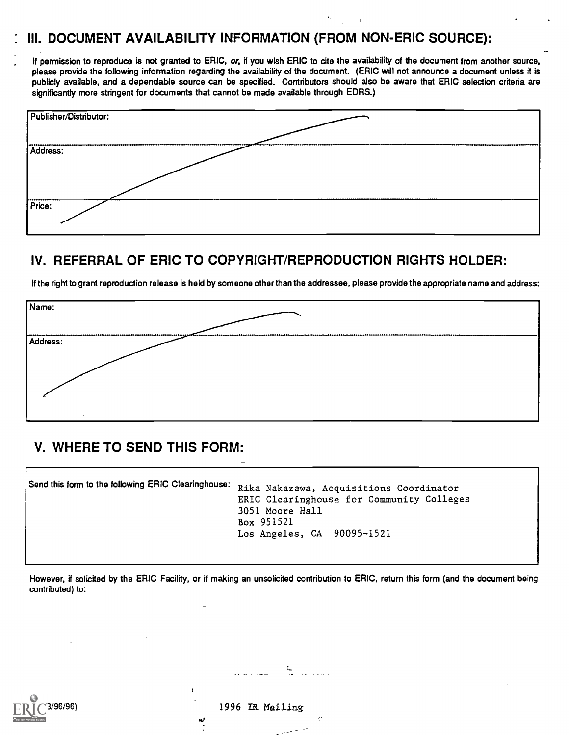## III. DOCUMENT AVAILABILITY INFORMATION (FROM NON-ERIC SOURCE):

If permission to reproduce is not granted to ERIC, *or*, if you wish ERIC to cite the availability of the document from another source, please provide the following information regarding the availability of the document. (ERIC will not announce a document unless it is publicly available, and a dependable source can be specified. Contributors should also be aware that ERIC selection criteria are significantly more stringent for documents that cannot be made available through EDRS.)

Publisher/Distributor:

Address:

Price:

## IV. REFERRAL OF ERIC TO COPYRIGHT/REPRODUCTION RIGHTS HOLDER:

If the right to grant reproduction release is held by someone other than the addressee, please provide the appropriate name and address:

Name:

Address:

## V. WHERE TO SEND THIS FORM:

Send this form to the following ERIC Clearinghouse:

Rika Nakazawa, Acquisitions Coordinator
ERIC Clearinghouse for Community Colleges
3051 Moore Hall
Box 951521
Los Angeles, CA 90095-1521

However, if solicited by the ERIC Facility, or if making an unsolicited contribution to ERIC, return this form (and the document being contributed) to:

(Rev. 3/96/96)

1996 IR Mailing